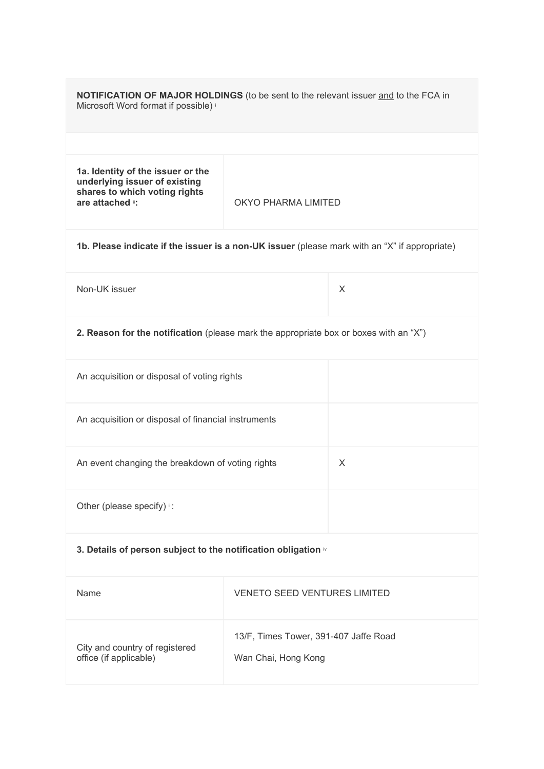**NOTIFICATION OF MAJOR HOLDINGS** (to be sent to the relevant issuer and to the FCA in Microsoft Word format if possible) [i]

| **1a. Identity of the issuer or the underlying issuer of existing shares to which voting rights are attached** [ii]**:** | OKYO PHARMA LIMITED |
|---|---|

**1b. Please indicate if the issuer is a non-UK issuer** (please mark with an "X" if appropriate)

| Non-UK issuer | X |
|---|---|

**2. Reason for the notification** (please mark the appropriate box or boxes with an "X")

| An acquisition or disposal of voting rights | |
|---|---|
| An acquisition or disposal of financial instruments | |
| An event changing the breakdown of voting rights | X |
| Other (please specify) [iii]: | |

**3. Details of person subject to the notification obligation** [iv]

| Name | VENETO SEED VENTURES LIMITED |
|---|---|
| City and country of registered office (if applicable) | 13/F, Times Tower, 391-407 Jaffe Road<br>Wan Chai, Hong Kong |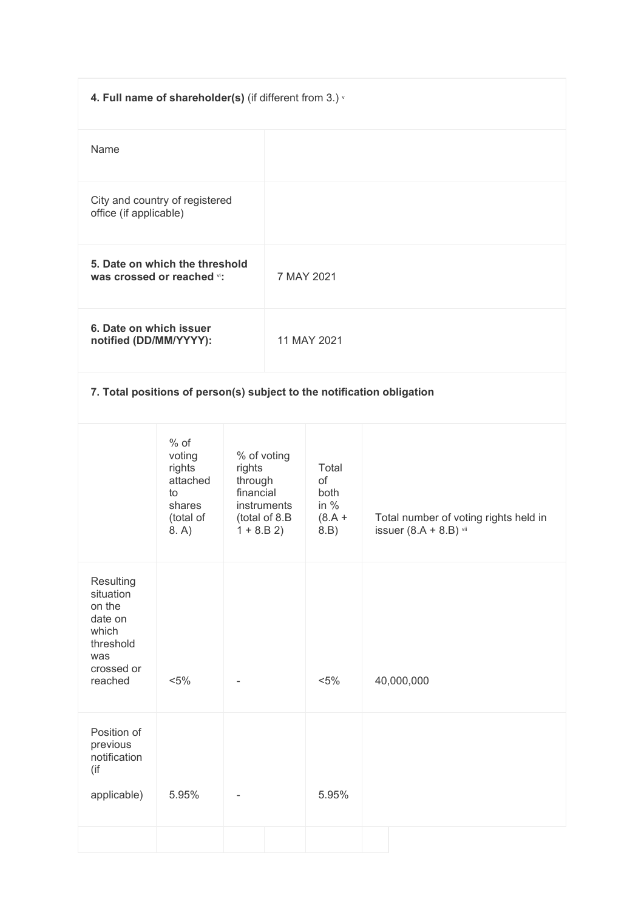| **4. Full name of shareholder(s)** (if different from 3.) [v] | |
|---|---|
| Name | |
| City and country of registered office (if applicable) | |
| **5. Date on which the threshold was crossed or reached [vi]:** | 7 MAY 2021 |
| **6. Date on which issuer notified (DD/MM/YYYY):** | 11 MAY 2021 |

**7. Total positions of person(s) subject to the notification obligation**

| | % of voting rights attached to shares (total of 8. A) | % of voting rights through financial instruments (total of 8.B 1 + 8.B 2) | Total of both in % (8.A + 8.B) | Total number of voting rights held in issuer (8.A + 8.B) [vii] |
|---|---|---|---|---|
| Resulting situation on the date on which threshold was crossed or reached | <5% | - | <5% | 40,000,000 |
| Position of previous notification (if applicable) | 5.95% | - | 5.95% | |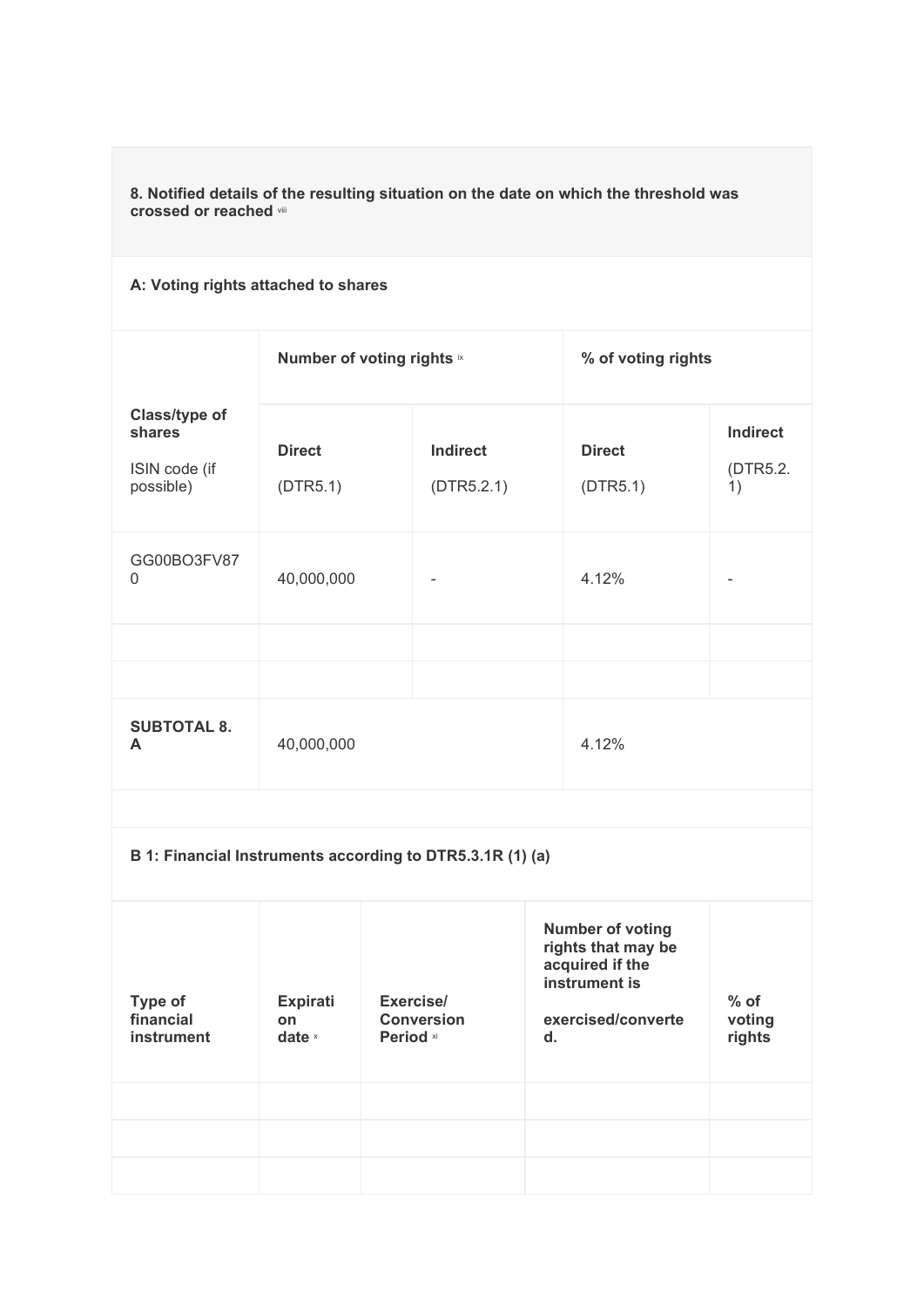**8. Notified details of the resulting situation on the date on which the threshold was crossed or reached** viii

**A: Voting rights attached to shares**

| Class/type of shares<br>ISIN code (if possible) | Number of voting rights ix | | % of voting rights | |
|---|---|---|---|---|
| | **Direct**<br>(DTR5.1) | **Indirect**<br>(DTR5.2.1) | **Direct**<br>(DTR5.1) | **Indirect**<br>(DTR5.2.1) |
| GG00BO3FV870 | 40,000,000 | - | 4.12% | - |
| | | | | |
| | | | | |
| **SUBTOTAL 8. A** | 40,000,000 | | 4.12% | |

**B 1: Financial Instruments according to DTR5.3.1R (1) (a)**

| Type of financial instrument | Expiration date x | Exercise/ Conversion Period xi | Number of voting rights that may be acquired if the instrument is exercised/converted. | % of voting rights |
|---|---|---|---|---|
| | | | | |
| | | | | |
| | | | | |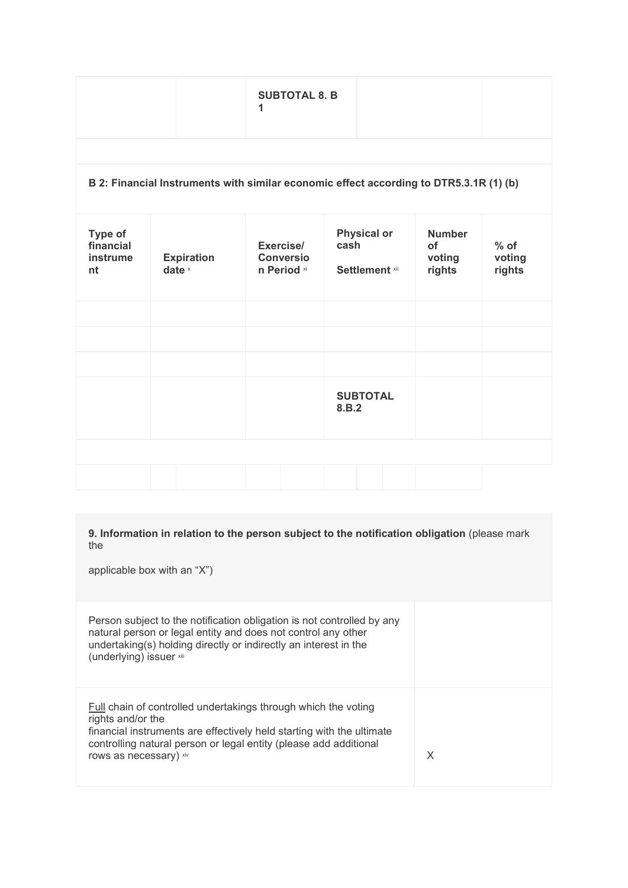| | | SUBTOTAL 8. B 1 | | |
|---|---|---|---|---|

**B 2: Financial Instruments with similar economic effect according to DTR5.3.1R (1) (b)**

| Type of financial instrument | Expiration date [x] | Exercise/ Conversion Period [xi] | Physical or cash Settlement [xii] | Number of voting rights | % of voting rights |
|---|---|---|---|---|---|
| | | | | | |
| | | | | | |
| | | | | | |
| | | | SUBTOTAL 8.B.2 | | |

| **9. Information in relation to the person subject to the notification obligation** (please mark the applicable box with an "X") | |
|---|---|
| Person subject to the notification obligation is not controlled by any natural person or legal entity and does not control any other undertaking(s) holding directly or indirectly an interest in the (underlying) issuer [xiii] | |
| Full chain of controlled undertakings through which the voting rights and/or the financial instruments are effectively held starting with the ultimate controlling natural person or legal entity (please add additional rows as necessary) [xiv] | X |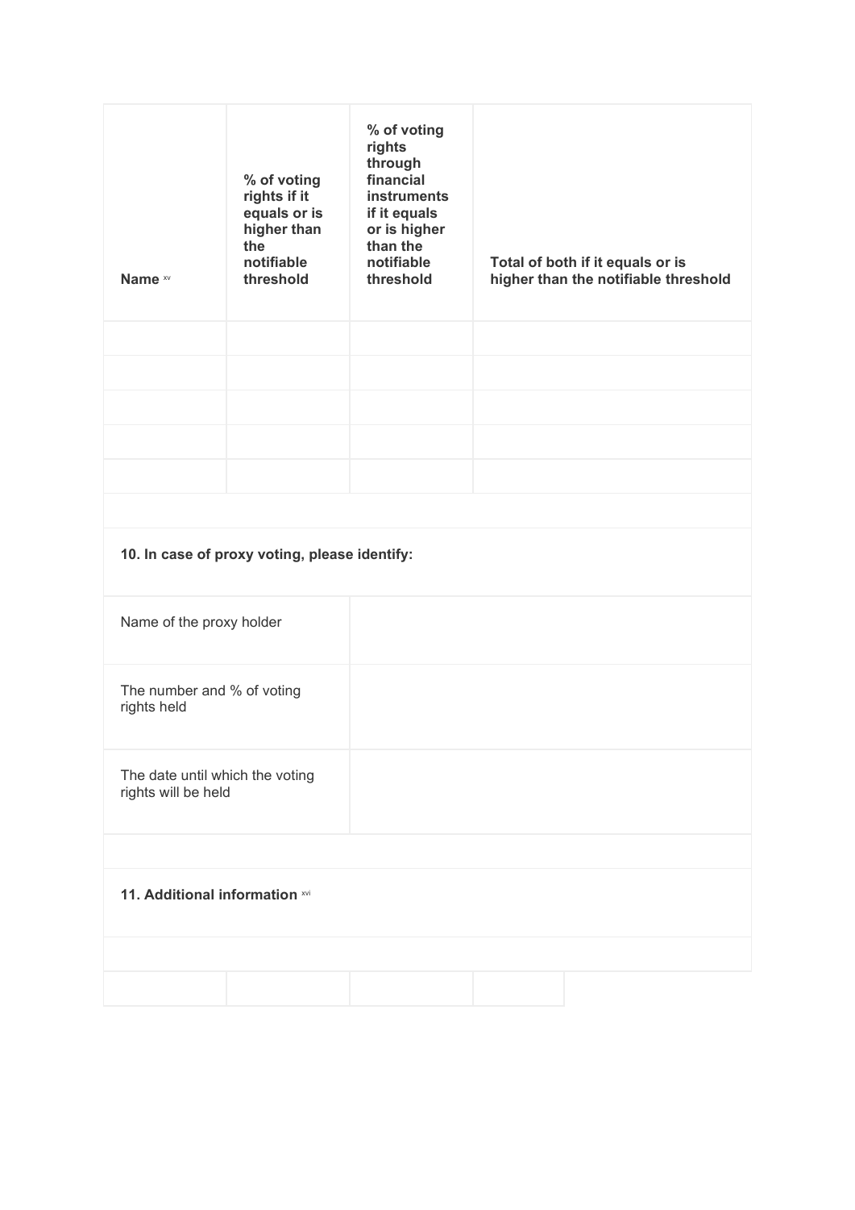| Name [xv] | % of voting rights if it equals or is higher than the notifiable threshold | % of voting rights through financial instruments if it equals or is higher than the notifiable threshold | Total of both if it equals or is higher than the notifiable threshold |
| --- | --- | --- | --- |
| | | | |
| | | | |
| | | | |
| | | | |
| | | | |

**10. In case of proxy voting, please identify:**

| Name of the proxy holder | |
| --- | --- |
| The number and % of voting rights held | |
| The date until which the voting rights will be held | |

**11. Additional information** [xvi]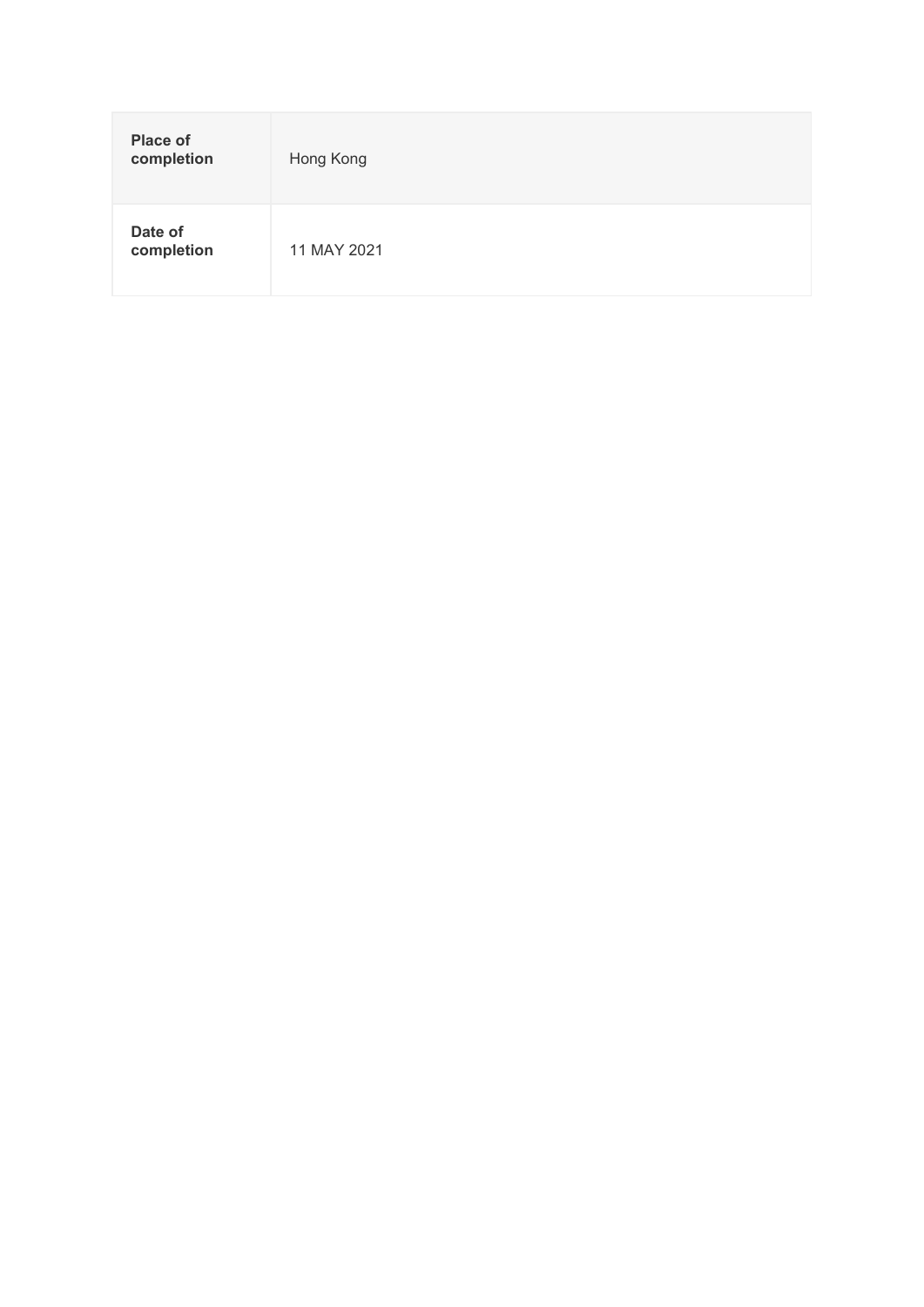| | |
|---|---|
| **Place of completion** | Hong Kong |
| **Date of completion** | 11 MAY 2021 |